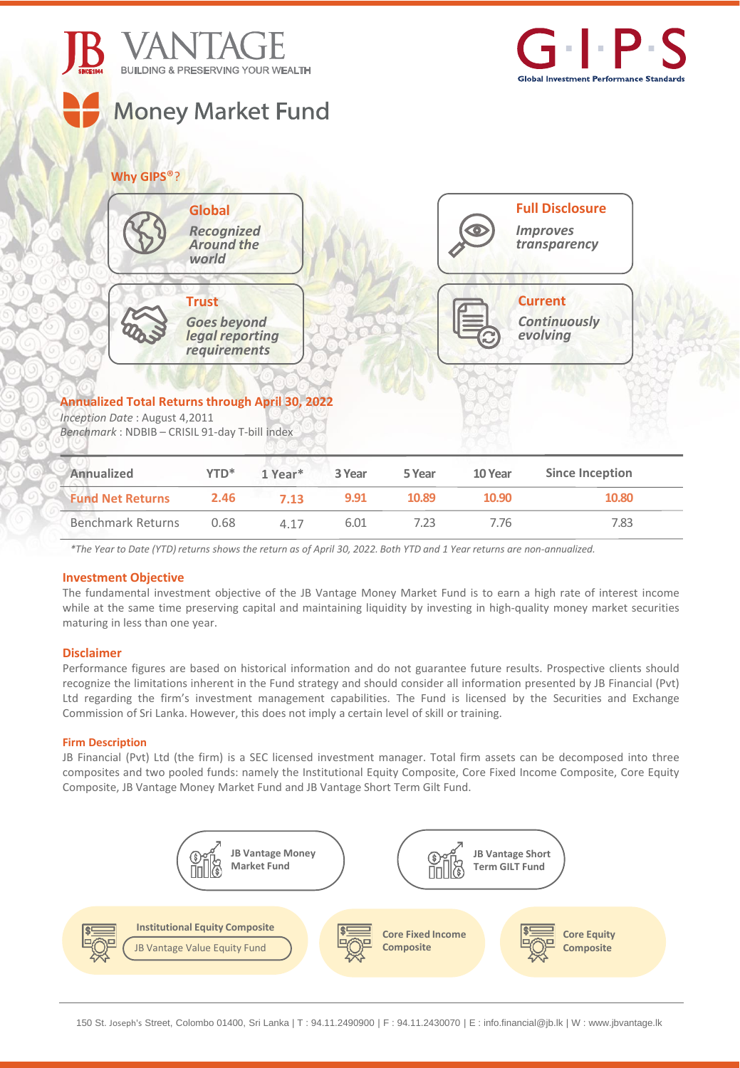JB VANTAGE
BUILDING & PRESERVING YOUR WEALTH

G·I·P·S
Global Investment Performance Standards

# Money Market Fund

## Why GIPS®?

**Global**
*Recognized Around the world*

**Full Disclosure**
*Improves transparency*

**Trust**
*Goes beyond legal reporting requirements*

**Current**
*Continuously evolving*

## Annualized Total Returns through April 30, 2022

*Inception Date* : August 4,2011
*Benchmark* : NDBIB – CRISIL 91-day T-bill index

| Annualized | YTD* | 1 Year* | 3 Year | 5 Year | 10 Year | Since Inception |
|---|---|---|---|---|---|---|
| Fund Net Returns | 2.46 | 7.13 | 9.91 | 10.89 | 10.90 | 10.80 |
| Benchmark Returns | 0.68 | 4.17 | 6.01 | 7.23 | 7.76 | 7.83 |

*\*The Year to Date (YTD) returns shows the return as of April 30, 2022. Both YTD and 1 Year returns are non-annualized.*

### Investment Objective

The fundamental investment objective of the JB Vantage Money Market Fund is to earn a high rate of interest income while at the same time preserving capital and maintaining liquidity by investing in high-quality money market securities maturing in less than one year.

### Disclaimer

Performance figures are based on historical information and do not guarantee future results. Prospective clients should recognize the limitations inherent in the Fund strategy and should consider all information presented by JB Financial (Pvt) Ltd regarding the firm's investment management capabilities. The Fund is licensed by the Securities and Exchange Commission of Sri Lanka. However, this does not imply a certain level of skill or training.

### Firm Description

JB Financial (Pvt) Ltd (the firm) is a SEC licensed investment manager. Total firm assets can be decomposed into three composites and two pooled funds: namely the Institutional Equity Composite, Core Fixed Income Composite, Core Equity Composite, JB Vantage Money Market Fund and JB Vantage Short Term Gilt Fund.

- JB Vantage Money Market Fund
- JB Vantage Short Term GILT Fund
- Institutional Equity Composite
  - JB Vantage Value Equity Fund
- Core Fixed Income Composite
- Core Equity Composite

150 St. Joseph's Street, Colombo 01400, Sri Lanka | T : 94.11.2490900 | F : 94.11.2430070 | E : info.financial@jb.lk | W : www.jbvantage.lk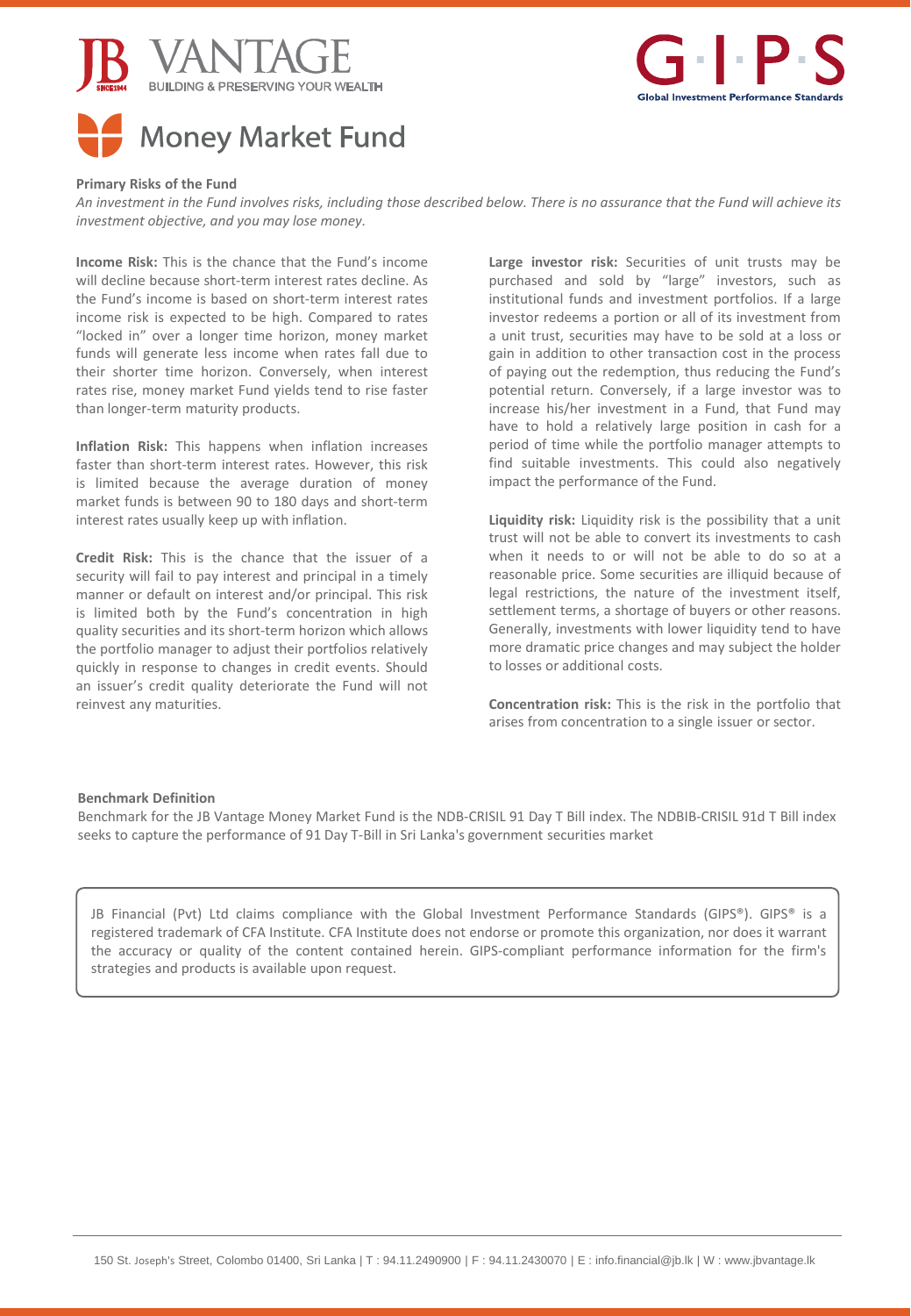# Money Market Fund

**Primary Risks of the Fund**

*An investment in the Fund involves risks, including those described below. There is no assurance that the Fund will achieve its investment objective, and you may lose money.*

**Income Risk:** This is the chance that the Fund's income will decline because short-term interest rates decline. As the Fund's income is based on short-term interest rates income risk is expected to be high. Compared to rates "locked in" over a longer time horizon, money market funds will generate less income when rates fall due to their shorter time horizon. Conversely, when interest rates rise, money market Fund yields tend to rise faster than longer-term maturity products.

**Inflation Risk:** This happens when inflation increases faster than short-term interest rates. However, this risk is limited because the average duration of money market funds is between 90 to 180 days and short-term interest rates usually keep up with inflation.

**Credit Risk:** This is the chance that the issuer of a security will fail to pay interest and principal in a timely manner or default on interest and/or principal. This risk is limited both by the Fund's concentration in high quality securities and its short-term horizon which allows the portfolio manager to adjust their portfolios relatively quickly in response to changes in credit events. Should an issuer's credit quality deteriorate the Fund will not reinvest any maturities.

**Large investor risk:** Securities of unit trusts may be purchased and sold by "large" investors, such as institutional funds and investment portfolios. If a large investor redeems a portion or all of its investment from a unit trust, securities may have to be sold at a loss or gain in addition to other transaction cost in the process of paying out the redemption, thus reducing the Fund's potential return. Conversely, if a large investor was to increase his/her investment in a Fund, that Fund may have to hold a relatively large position in cash for a period of time while the portfolio manager attempts to find suitable investments. This could also negatively impact the performance of the Fund.

**Liquidity risk:** Liquidity risk is the possibility that a unit trust will not be able to convert its investments to cash when it needs to or will not be able to do so at a reasonable price. Some securities are illiquid because of legal restrictions, the nature of the investment itself, settlement terms, a shortage of buyers or other reasons. Generally, investments with lower liquidity tend to have more dramatic price changes and may subject the holder to losses or additional costs.

**Concentration risk:** This is the risk in the portfolio that arises from concentration to a single issuer or sector.

**Benchmark Definition**

Benchmark for the JB Vantage Money Market Fund is the NDB-CRISIL 91 Day T Bill index. The NDBIB-CRISIL 91d T Bill index seeks to capture the performance of 91 Day T-Bill in Sri Lanka's government securities market

JB Financial (Pvt) Ltd claims compliance with the Global Investment Performance Standards (GIPS®). GIPS® is a registered trademark of CFA Institute. CFA Institute does not endorse or promote this organization, nor does it warrant the accuracy or quality of the content contained herein. GIPS-compliant performance information for the firm's strategies and products is available upon request.

150 St. Joseph's Street, Colombo 01400, Sri Lanka | T : 94.11.2490900 | F : 94.11.2430070 | E : info.financial@jb.lk | W : www.jbvantage.lk